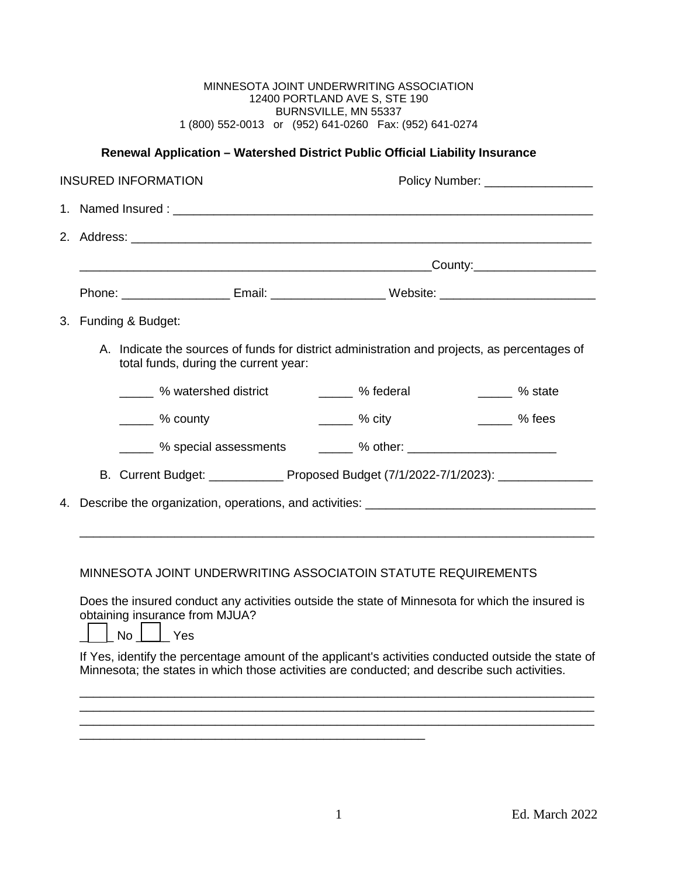MINNESOTA JOINT UNDERWRITING ASSOCIATION
12400 PORTLAND AVE S, STE 190
BURNSVILLE, MN 55337
1 (800) 552-0013 or (952) 641-0260 Fax: (952) 641-0274

**Renewal Application – Watershed District Public Official Liability Insurance**

INSURED INFORMATION Policy Number: ________________

1. Named Insured : ________________________________________________________________

2. Address: ______________________________________________________________________

   ________________________________________________________County:__________________

   Phone: ________________ Email: _________________ Website: _______________________

3. Funding & Budget:

   A. Indicate the sources of funds for district administration and projects, as percentages of total funds, during the current year:

      _____ % watershed district _____ % federal _____ % state

      _____ % county _____ % city _____ % fees

      _____ % special assessments _____ % other: ______________________

   B. Current Budget: ___________ Proposed Budget (7/1/2022-7/1/2023): ______________

4. Describe the organization, operations, and activities: __________________________________

   ______________________________________________________________________________

MINNESOTA JOINT UNDERWRITING ASSOCIATOIN STATUTE REQUIREMENTS

Does the insured conduct any activities outside the state of Minnesota for which the insured is obtaining insurance from MJUA?

☐ No ☐ Yes

If Yes, identify the percentage amount of the applicant's activities conducted outside the state of Minnesota; the states in which those activities are conducted; and describe such activities.

______________________________________________________________________________
______________________________________________________________________________
______________________________________________________________________________
_____________________________________________________

Ed. March 2022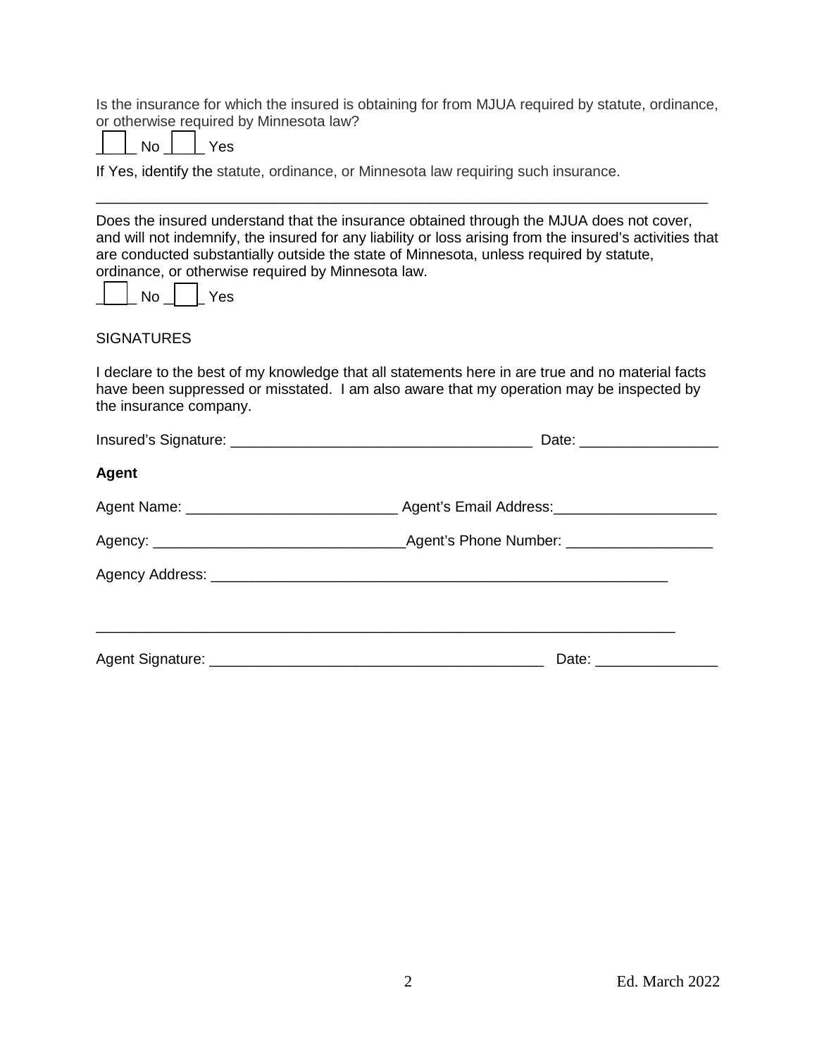Is the insurance for which the insured is obtaining for from MJUA required by statute, ordinance, or otherwise required by Minnesota law?

☐ No ☐ Yes

If Yes, identify the statute, ordinance, or Minnesota law requiring such insurance.

_______________________________________________________________________________

Does the insured understand that the insurance obtained through the MJUA does not cover, and will not indemnify, the insured for any liability or loss arising from the insured's activities that are conducted substantially outside the state of Minnesota, unless required by statute, ordinance, or otherwise required by Minnesota law.

☐ No ☐ Yes

SIGNATURES

I declare to the best of my knowledge that all statements here in are true and no material facts have been suppressed or misstated. I am also aware that my operation may be inspected by the insurance company.

Insured's Signature: ______________________________________ Date: _________________

**Agent**

Agent Name: __________________________ Agent's Email Address:____________________

Agency: _______________________________Agent's Phone Number: __________________

Agency Address: __________________________________________________________

__________________________________________________________________________

Agent Signature: __________________________________________ Date: _______________

Ed. March 2022